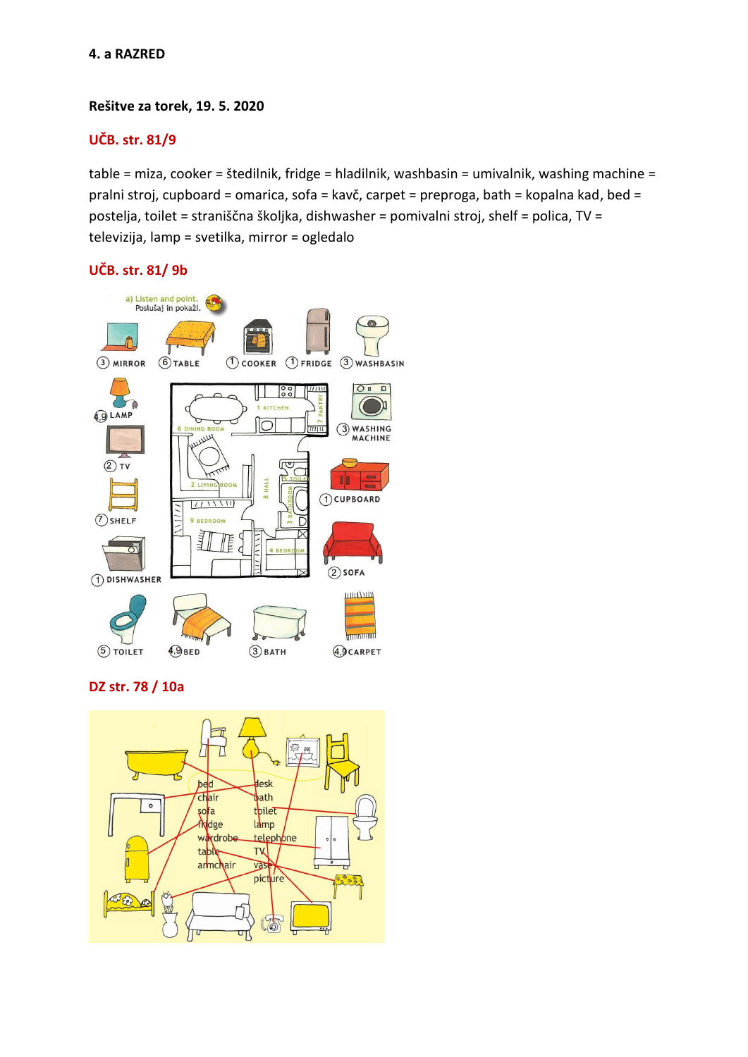**4. a RAZRED**

**Rešitve za torek, 19. 5. 2020**

## UČB. str. 81/9

table = miza, cooker = štedilnik, fridge = hladilnik, washbasin = umivalnik, washing machine = pralni stroj, cupboard = omarica, sofa = kavč, carpet = preproga, bath = kopalna kad, bed = postelja, toilet = straniščna školjka, dishwasher = pomivalni stroj, shelf = polica, TV = televizija, lamp = svetilka, mirror = ogledalo

## UČB. str. 81/ 9b

## DZ str. 78 / 10a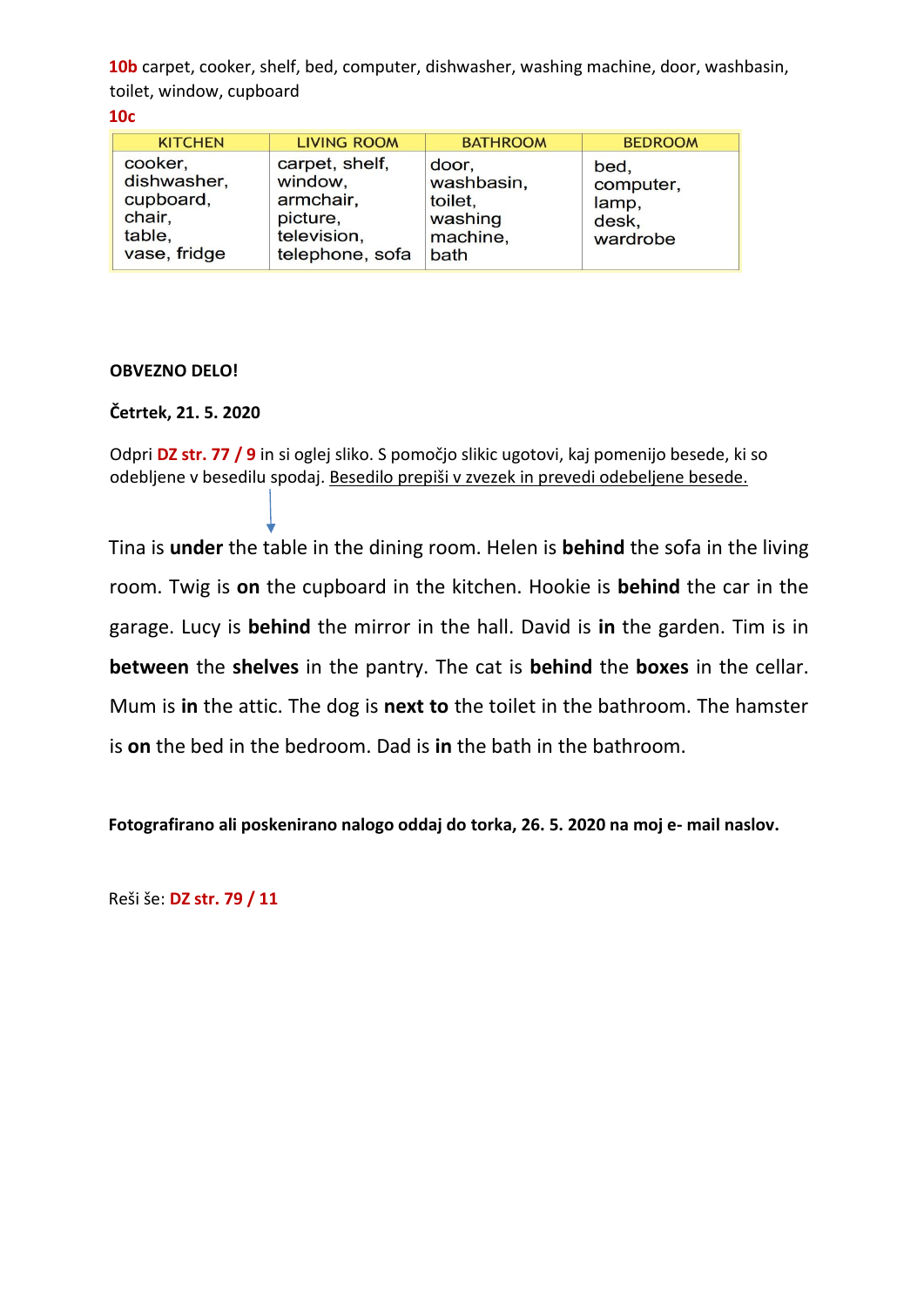**10b** carpet, cooker, shelf, bed, computer, dishwasher, washing machine, door, washbasin, toilet, window, cupboard

**10c**

| KITCHEN | LIVING ROOM | BATHROOM | BEDROOM |
|---|---|---|---|
| cooker, dishwasher, cupboard, chair, table, vase, fridge | carpet, shelf, window, armchair, picture, television, telephone, sofa | door, washbasin, toilet, washing machine, bath | bed, computer, lamp, desk, wardrobe |

**OBVEZNO DELO!**

**Četrtek, 21. 5. 2020**

Odpri **DZ str. 77 / 9** in si oglej sliko. S pomočjo slikic ugotovi, kaj pomenijo besede, ki so odebljene v besedilu spodaj. Besedilo prepiši v zvezek in prevedi odebeljene besede.

Tina is **under** the table in the dining room. Helen is **behind** the sofa in the living room. Twig is **on** the cupboard in the kitchen. Hookie is **behind** the car in the garage. Lucy is **behind** the mirror in the hall. David is **in** the garden. Tim is in **between** the **shelves** in the pantry. The cat is **behind** the **boxes** in the cellar. Mum is **in** the attic. The dog is **next to** the toilet in the bathroom. The hamster is **on** the bed in the bedroom. Dad is **in** the bath in the bathroom.

**Fotografirano ali poskenirano nalogo oddaj do torka, 26. 5. 2020 na moj e- mail naslov.**

Reši še: **DZ str. 79 / 11**